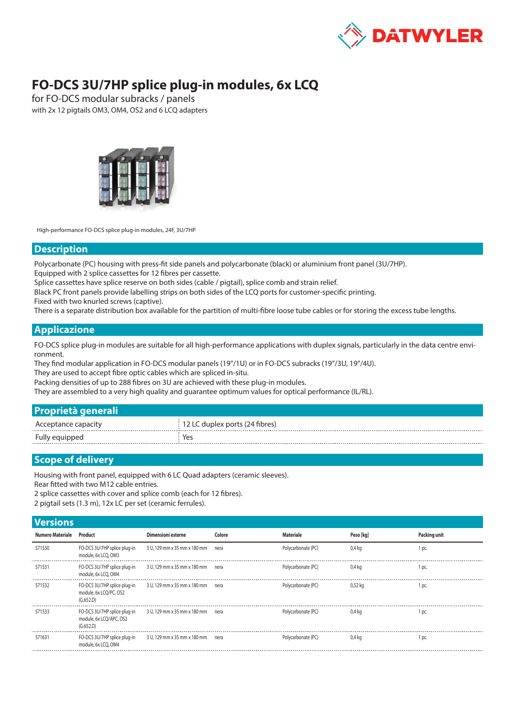# FO-DCS 3U/7HP splice plug-in modules, 6x LCQ

for FO-DCS modular subracks / panels

with 2x 12 pigtails OM3, OM4, OS2 and 6 LCQ adapters

High-performance FO-DCS splice plug-in modules, 24F, 3U/7HP

## Description

Polycarbonate (PC) housing with press-fit side panels and polycarbonate (black) or aluminium front panel (3U/7HP).
Equipped with 2 splice cassettes for 12 fibres per cassette.
Splice cassettes have splice reserve on both sides (cable / pigtail), splice comb and strain relief.
Black PC front panels provide labelling strips on both sides of the LCQ ports for customer-specific printing.
Fixed with two knurled screws (captive).
There is a separate distribution box available for the partition of multi-fibre loose tube cables or for storing the excess tube lengths.

## Applicazione

FO-DCS splice plug-in modules are suitable for all high-performance applications with duplex signals, particularly in the data centre environment.
They find modular application in FO-DCS modular panels (19"/1U) or in FO-DCS subracks (19"/3U, 19"/4U).
They are used to accept fibre optic cables which are spliced in-situ.
Packing densities of up to 288 fibres on 3U are achieved with these plug-in modules.
They are assembled to a very high quality and guarantee optimum values for optical performance (IL/RL).

## Proprietà generali

| | |
|---|---|
| Acceptance capacity | 12 LC duplex ports (24 fibres) |
| Fully equipped | Yes |

## Scope of delivery

Housing with front panel, equipped with 6 LC Quad adapters (ceramic sleeves).
Rear fitted with two M12 cable entries.
2 splice cassettes with cover and splice comb (each for 12 fibres).
2 pigtail sets (1.3 m), 12x LC per set (ceramic ferrules).

## Versions

| Numero Materiale | Product | Dimensioni esterne | Colore | Materiale | Peso [kg] | Packing unit |
|---|---|---|---|---|---|---|
| 571530 | FO-DCS 3U/7HP splice plug-in module, 6x LCQ, OM3 | 3 U, 129 mm x 35 mm x 180 mm | nera | Polycarbonate (PC) | 0,4 kg | 1 pc. |
| 571531 | FO-DCS 3U/7HP splice plug-in module, 6x LCQ, OM4 | 3 U, 129 mm x 35 mm x 180 mm | nera | Polycarbonate (PC) | 0,4 kg | 1 pc. |
| 571532 | FO-DCS 3U/7HP splice plug-in module, 6x LCQ/PC, OS2 (G.652.D) | 3 U, 129 mm x 35 mm x 180 mm | nera | Polycarbonate (PC) | 0,52 kg | 1 pc. |
| 571533 | FO-DCS 3U/7HP splice plug-in module, 6x LCQ/APC, OS2 (G.652.D) | 3 U, 129 mm x 35 mm x 180 mm | nera | Polycarbonate (PC) | 0,4 kg | 1 pc. |
| 571631 | FO-DCS 3U/7HP splice plug-in module, 6x LCQ, OM4 | 3 U, 129 mm x 35 mm x 180 mm | nera | Polycarbonate (PC) | 0,4 kg | 1 pc. |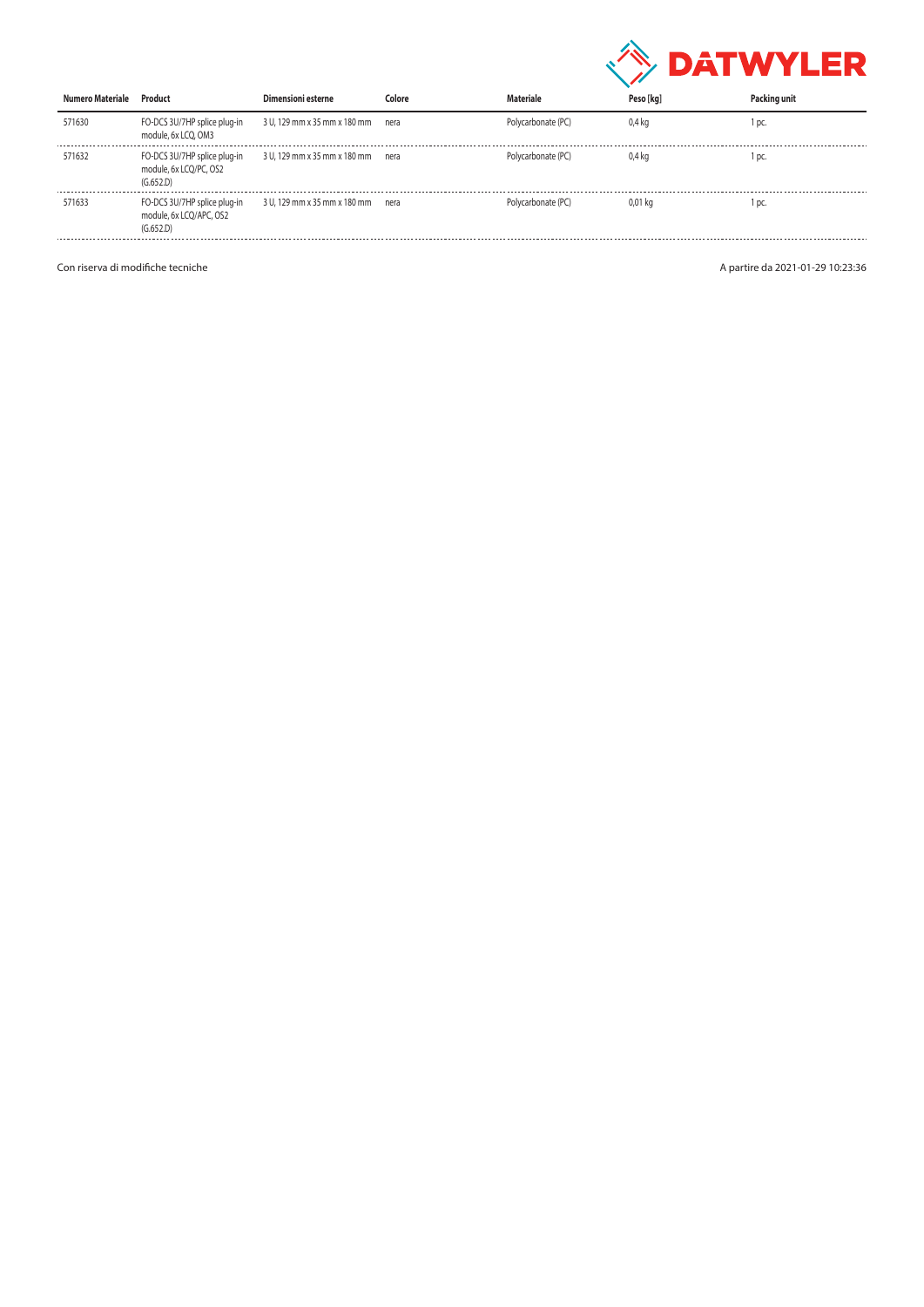| Numero Materiale | Product | Dimensioni esterne | Colore | Materiale | Peso [kg] | Packing unit |
|---|---|---|---|---|---|---|
| 571630 | FO-DCS 3U/7HP splice plug-in module, 6x LCQ, OM3 | 3 U, 129 mm x 35 mm x 180 mm | nera | Polycarbonate (PC) | 0,4 kg | 1 pc. |
| 571632 | FO-DCS 3U/7HP splice plug-in module, 6x LCQ/PC, OS2 (G.652.D) | 3 U, 129 mm x 35 mm x 180 mm | nera | Polycarbonate (PC) | 0,4 kg | 1 pc. |
| 571633 | FO-DCS 3U/7HP splice plug-in module, 6x LCQ/APC, OS2 (G.652.D) | 3 U, 129 mm x 35 mm x 180 mm | nera | Polycarbonate (PC) | 0,01 kg | 1 pc. |

Con riserva di modifiche tecniche

A partire da 2021-01-29 10:23:36